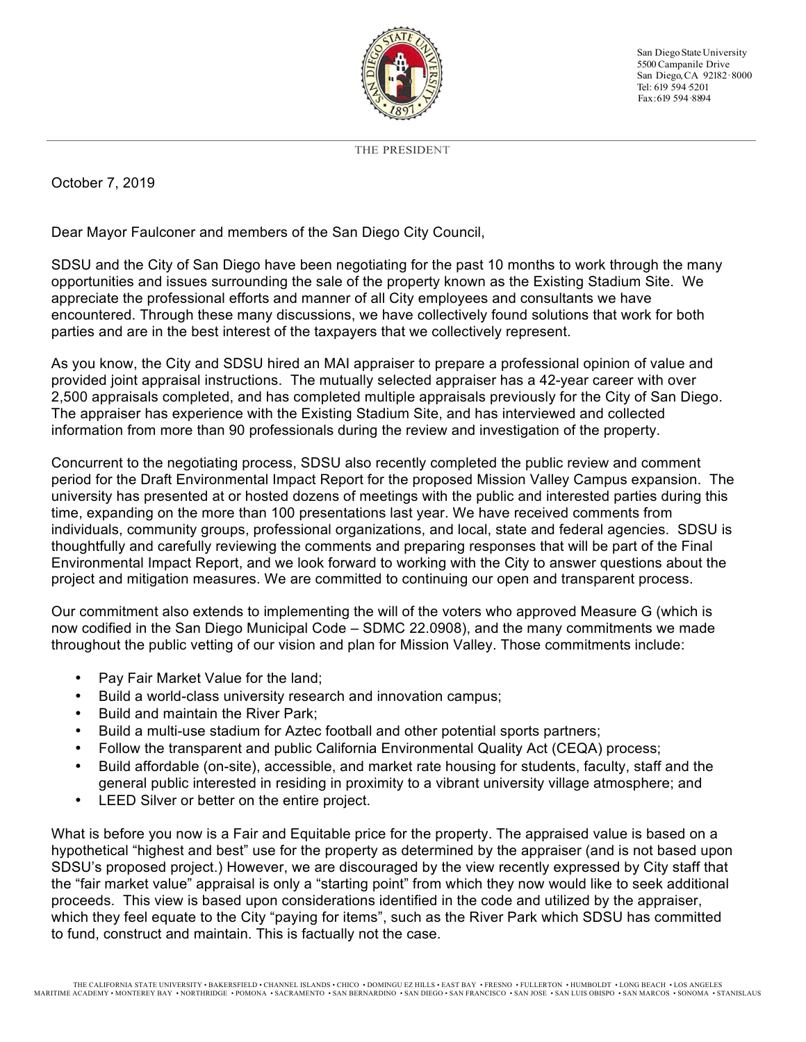San Diego State University
5500 Campanile Drive
San Diego, CA 92182-8000
Tel: 619 594 5201
Fax: 619 594 8894

THE PRESIDENT

October 7, 2019

Dear Mayor Faulconer and members of the San Diego City Council,

SDSU and the City of San Diego have been negotiating for the past 10 months to work through the many opportunities and issues surrounding the sale of the property known as the Existing Stadium Site. We appreciate the professional efforts and manner of all City employees and consultants we have encountered. Through these many discussions, we have collectively found solutions that work for both parties and are in the best interest of the taxpayers that we collectively represent.

As you know, the City and SDSU hired an MAI appraiser to prepare a professional opinion of value and provided joint appraisal instructions. The mutually selected appraiser has a 42-year career with over 2,500 appraisals completed, and has completed multiple appraisals previously for the City of San Diego. The appraiser has experience with the Existing Stadium Site, and has interviewed and collected information from more than 90 professionals during the review and investigation of the property.

Concurrent to the negotiating process, SDSU also recently completed the public review and comment period for the Draft Environmental Impact Report for the proposed Mission Valley Campus expansion. The university has presented at or hosted dozens of meetings with the public and interested parties during this time, expanding on the more than 100 presentations last year. We have received comments from individuals, community groups, professional organizations, and local, state and federal agencies. SDSU is thoughtfully and carefully reviewing the comments and preparing responses that will be part of the Final Environmental Impact Report, and we look forward to working with the City to answer questions about the project and mitigation measures. We are committed to continuing our open and transparent process.

Our commitment also extends to implementing the will of the voters who approved Measure G (which is now codified in the San Diego Municipal Code – SDMC 22.0908), and the many commitments we made throughout the public vetting of our vision and plan for Mission Valley. Those commitments include:

- Pay Fair Market Value for the land;
- Build a world-class university research and innovation campus;
- Build and maintain the River Park;
- Build a multi-use stadium for Aztec football and other potential sports partners;
- Follow the transparent and public California Environmental Quality Act (CEQA) process;
- Build affordable (on-site), accessible, and market rate housing for students, faculty, staff and the general public interested in residing in proximity to a vibrant university village atmosphere; and
- LEED Silver or better on the entire project.

What is before you now is a Fair and Equitable price for the property. The appraised value is based on a hypothetical "highest and best" use for the property as determined by the appraiser (and is not based upon SDSU's proposed project.) However, we are discouraged by the view recently expressed by City staff that the "fair market value" appraisal is only a "starting point" from which they now would like to seek additional proceeds. This view is based upon considerations identified in the code and utilized by the appraiser, which they feel equate to the City "paying for items", such as the River Park which SDSU has committed to fund, construct and maintain. This is factually not the case.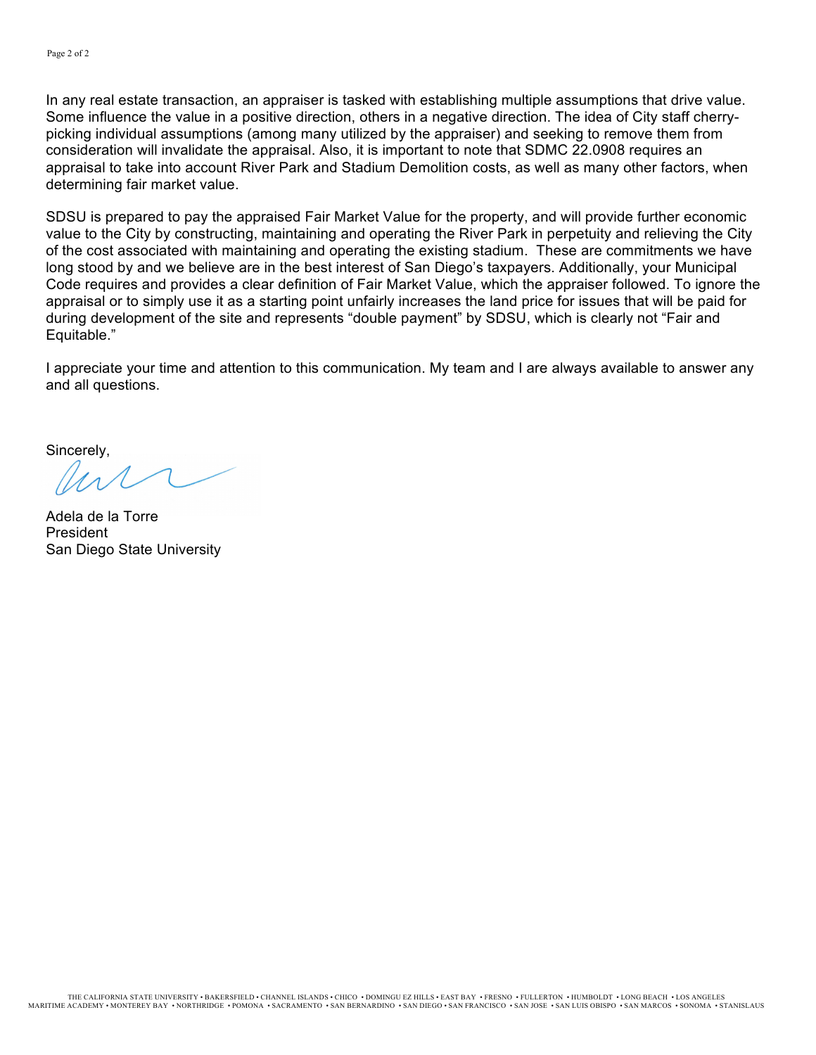In any real estate transaction, an appraiser is tasked with establishing multiple assumptions that drive value. Some influence the value in a positive direction, others in a negative direction. The idea of City staff cherry-picking individual assumptions (among many utilized by the appraiser) and seeking to remove them from consideration will invalidate the appraisal. Also, it is important to note that SDMC 22.0908 requires an appraisal to take into account River Park and Stadium Demolition costs, as well as many other factors, when determining fair market value.

SDSU is prepared to pay the appraised Fair Market Value for the property, and will provide further economic value to the City by constructing, maintaining and operating the River Park in perpetuity and relieving the City of the cost associated with maintaining and operating the existing stadium. These are commitments we have long stood by and we believe are in the best interest of San Diego's taxpayers. Additionally, your Municipal Code requires and provides a clear definition of Fair Market Value, which the appraiser followed. To ignore the appraisal or to simply use it as a starting point unfairly increases the land price for issues that will be paid for during development of the site and represents "double payment" by SDSU, which is clearly not "Fair and Equitable."

I appreciate your time and attention to this communication. My team and I are always available to answer any and all questions.

Sincerely,

Adela de la Torre
President
San Diego State University

THE CALIFORNIA STATE UNIVERSITY • BAKERSFIELD • CHANNEL ISLANDS • CHICO • DOMINGU EZ HILLS • EAST BAY • FRESNO • FULLERTON • HUMBOLDT • LONG BEACH • LOS ANGELES
MARITIME ACADEMY • MONTEREY BAY • NORTHRIDGE • POMONA • SACRAMENTO • SAN BERNARDINO • SAN DIEGO • SAN FRANCISCO • SAN JOSE • SAN LUIS OBISPO • SAN MARCOS • SONOMA • STANISLAUS